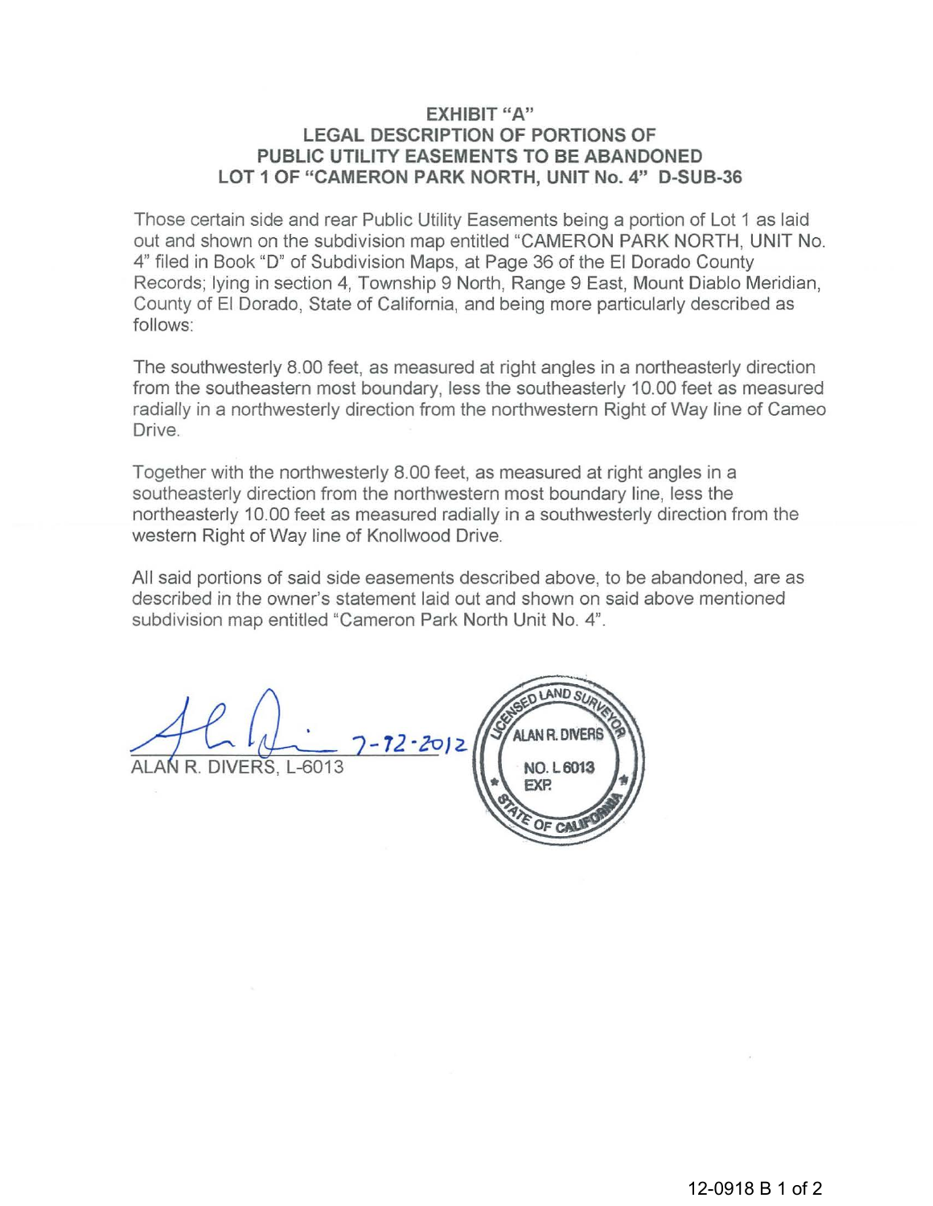## EXHIBIT "A"
## LEGAL DESCRIPTION OF PORTIONS OF PUBLIC UTILITY EASEMENTS TO BE ABANDONED
## LOT 1 OF "CAMERON PARK NORTH, UNIT No. 4" D-SUB-36

Those certain side and rear Public Utility Easements being a portion of Lot 1 as laid out and shown on the subdivision map entitled "CAMERON PARK NORTH, UNIT No. 4" filed in Book "D" of Subdivision Maps, at Page 36 of the El Dorado County Records; lying in section 4, Township 9 North, Range 9 East, Mount Diablo Meridian, County of El Dorado, State of California, and being more particularly described as follows:

The southwesterly 8.00 feet, as measured at right angles in a northeasterly direction from the southeastern most boundary, less the southeasterly 10.00 feet as measured radially in a northwesterly direction from the northwestern Right of Way line of Cameo Drive.

Together with the northwesterly 8.00 feet, as measured at right angles in a southeasterly direction from the northwestern most boundary line, less the northeasterly 10.00 feet as measured radially in a southwesterly direction from the western Right of Way line of Knollwood Drive.

All said portions of said side easements described above, to be abandoned, are as described in the owner's statement laid out and shown on said above mentioned subdivision map entitled "Cameron Park North Unit No. 4".

7-12-2012

ALAN R. DIVERS, L-6013

LICENSED LAND SURVEYOR
ALAN R. DIVERS
NO. L 6013
EXP.
STATE OF CALIFORNIA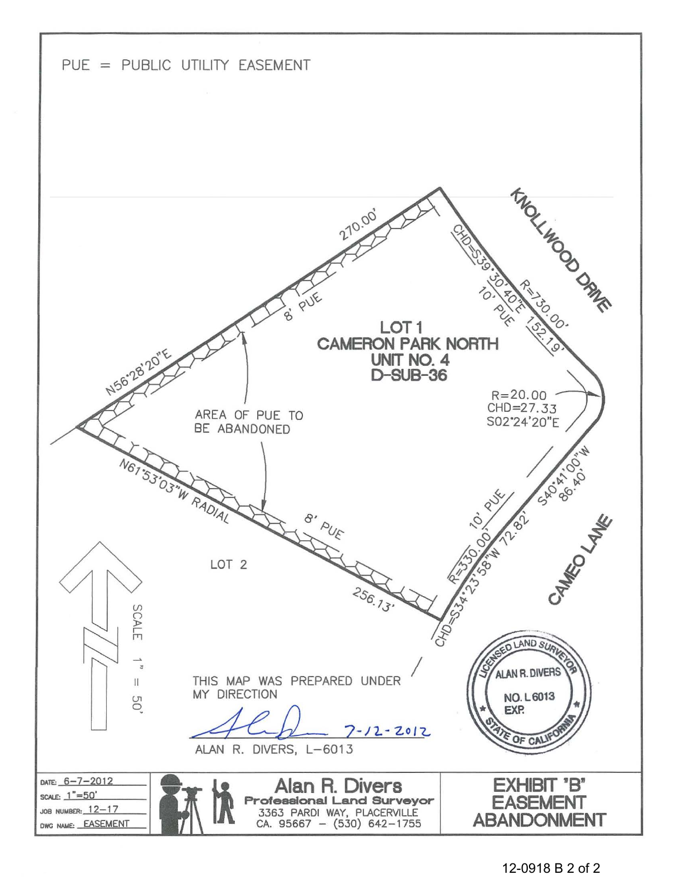PUE = PUBLIC UTILITY EASEMENT

KNOLLWOOD DRIVE

270.00'

N56°28'20"E

8' PUE

CHD=S39°30'40"E 152.19'

R=730.00'

10' PUE

LOT 1
CAMERON PARK NORTH
UNIT NO. 4
D-SUB-36

R=20.00
CHD=27.33
S02°24'20"E

AREA OF PUE TO BE ABANDONED

N61°53'03"W RADIAL

8' PUE

10' PUE

S40°41'00"W 86.40'

R=330.00'

CHD=S34°23'58"W 72.82'

CAMEO LANE

LOT 2

256.13'

SCALE 1" = 50'

THIS MAP WAS PREPARED UNDER MY DIRECTION

7-12-2012

ALAN R. DIVERS, L-6013

LICENSED LAND SURVEYOR
ALAN R. DIVERS
NO. L 6013
EXP.
STATE OF CALIFORNIA

| | | |
|---|---|---|
| DATE: 6-7-2012<br>SCALE: 1"=50'<br>JOB NUMBER: 12-17<br>DWG NAME: EASEMENT | **Alan R. Divers**<br>**Professional Land Surveyor**<br>3363 PARDI WAY, PLACERVILLE<br>CA. 95667 - (530) 642-1755 | **EXHIBIT "B"**<br>**EASEMENT ABANDONMENT** |

12-0918 B 2 of 2